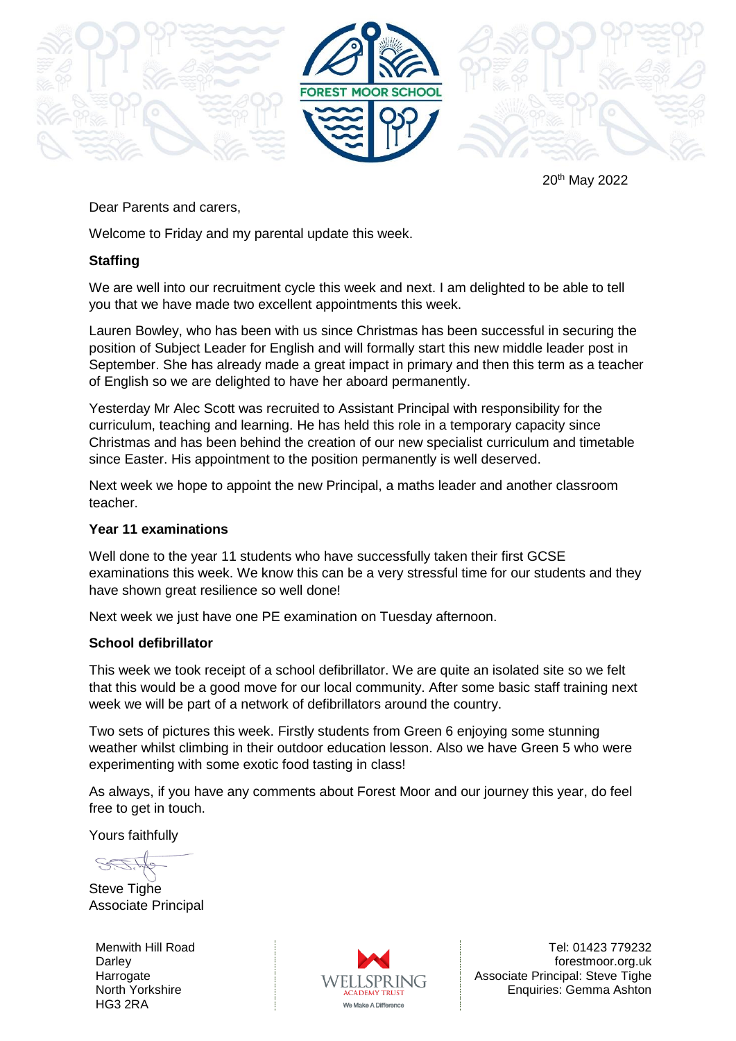FOREST MOOR SCHOOL

20th May 2022

Dear Parents and carers,

Welcome to Friday and my parental update this week.

**Staffing**

We are well into our recruitment cycle this week and next. I am delighted to be able to tell you that we have made two excellent appointments this week.

Lauren Bowley, who has been with us since Christmas has been successful in securing the position of Subject Leader for English and will formally start this new middle leader post in September. She has already made a great impact in primary and then this term as a teacher of English so we are delighted to have her aboard permanently.

Yesterday Mr Alec Scott was recruited to Assistant Principal with responsibility for the curriculum, teaching and learning. He has held this role in a temporary capacity since Christmas and has been behind the creation of our new specialist curriculum and timetable since Easter. His appointment to the position permanently is well deserved.

Next week we hope to appoint the new Principal, a maths leader and another classroom teacher.

**Year 11 examinations**

Well done to the year 11 students who have successfully taken their first GCSE examinations this week. We know this can be a very stressful time for our students and they have shown great resilience so well done!

Next week we just have one PE examination on Tuesday afternoon.

**School defibrillator**

This week we took receipt of a school defibrillator. We are quite an isolated site so we felt that this would be a good move for our local community. After some basic staff training next week we will be part of a network of defibrillators around the country.

Two sets of pictures this week. Firstly students from Green 6 enjoying some stunning weather whilst climbing in their outdoor education lesson. Also we have Green 5 who were experimenting with some exotic food tasting in class!

As always, if you have any comments about Forest Moor and our journey this year, do feel free to get in touch.

Yours faithfully

Steve Tighe
Associate Principal

Menwith Hill Road
Darley
Harrogate
North Yorkshire
HG3 2RA

WELLSPRING ACADEMY TRUST
We Make A Difference

Tel: 01423 779232
forestmoor.org.uk
Associate Principal: Steve Tighe
Enquiries: Gemma Ashton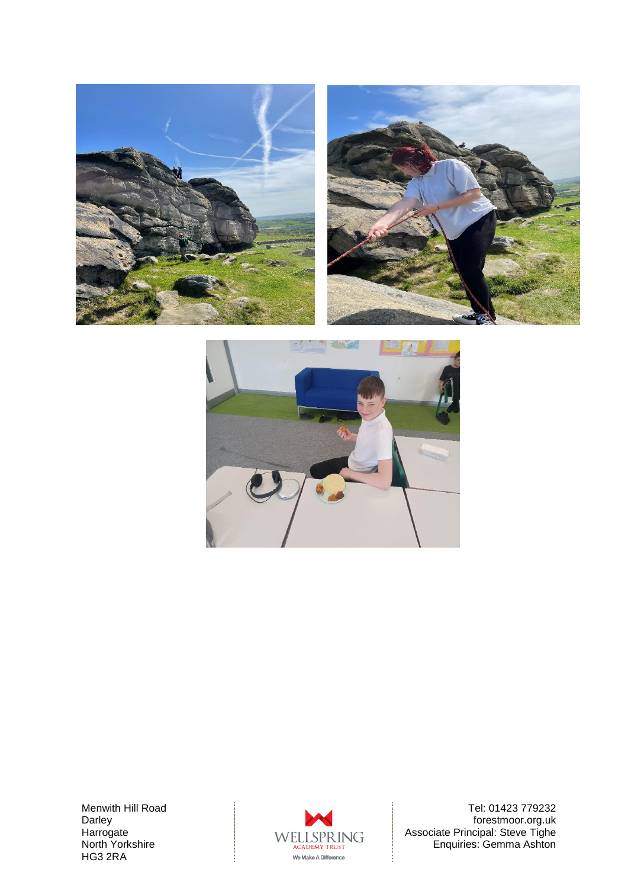Menwith Hill Road
Darley
Harrogate
North Yorkshire
HG3 2RA

WELLSPRING
ACADEMY TRUST
We Make A Difference

Tel: 01423 779232
forestmoor.org.uk
Associate Principal: Steve Tighe
Enquiries: Gemma Ashton